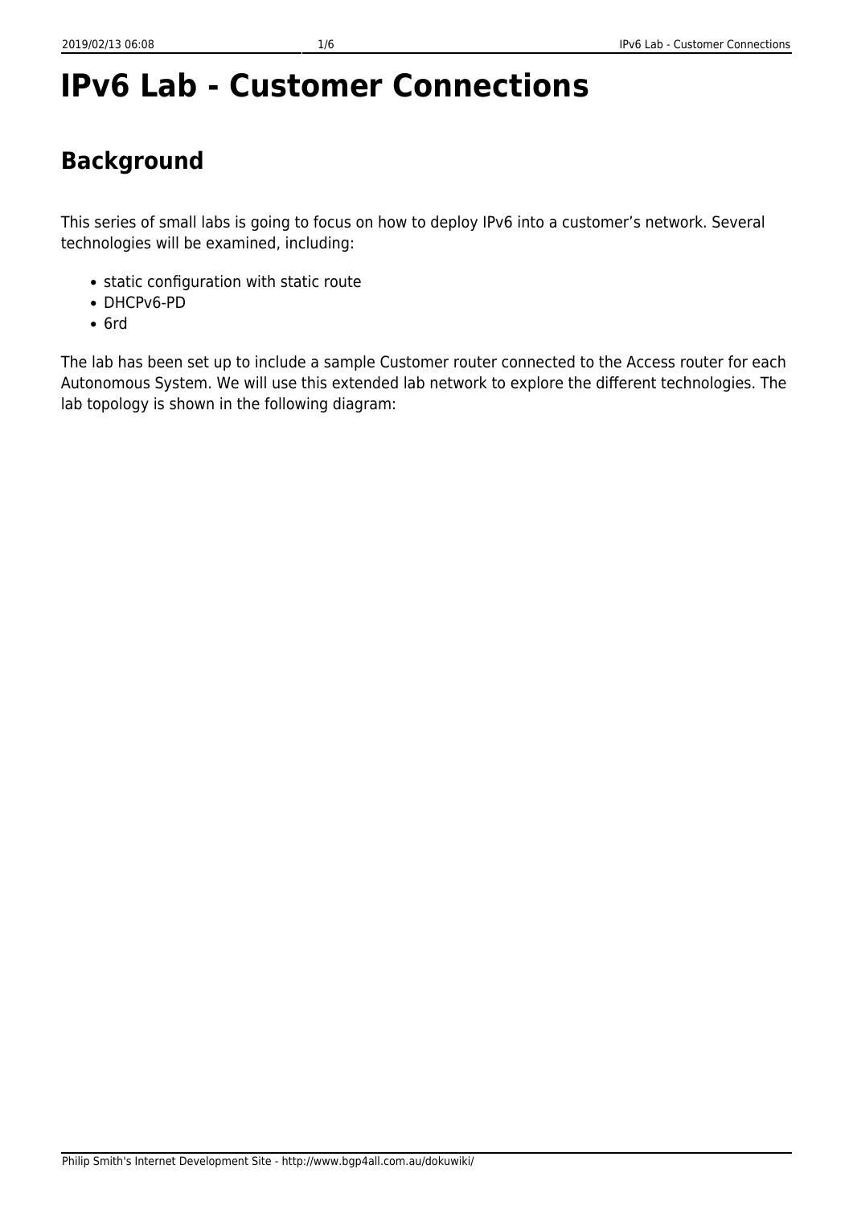# IPv6 Lab - Customer Connections

## Background

This series of small labs is going to focus on how to deploy IPv6 into a customer's network. Several technologies will be examined, including:

- static configuration with static route
- DHCPv6-PD
- 6rd

The lab has been set up to include a sample Customer router connected to the Access router for each Autonomous System. We will use this extended lab network to explore the different technologies. The lab topology is shown in the following diagram: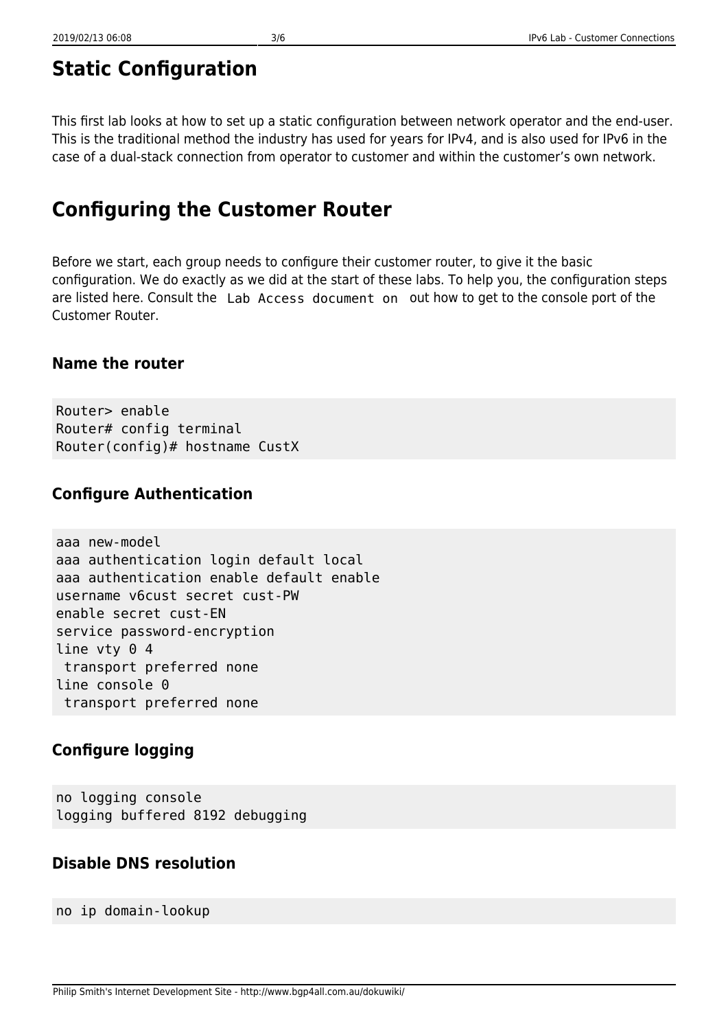# Static Configuration

This first lab looks at how to set up a static configuration between network operator and the end-user. This is the traditional method the industry has used for years for IPv4, and is also used for IPv6 in the case of a dual-stack connection from operator to customer and within the customer's own network.

# Configuring the Customer Router

Before we start, each group needs to configure their customer router, to give it the basic configuration. We do exactly as we did at the start of these labs. To help you, the configuration steps are listed here. Consult the `Lab Access document on` out how to get to the console port of the Customer Router.

### Name the router

```
Router> enable
Router# config terminal
Router(config)# hostname CustX
```

### Configure Authentication

```
aaa new-model
aaa authentication login default local
aaa authentication enable default enable
username v6cust secret cust-PW
enable secret cust-EN
service password-encryption
line vty 0 4
 transport preferred none
line console 0
 transport preferred none
```

### Configure logging

```
no logging console
logging buffered 8192 debugging
```

### Disable DNS resolution

```
no ip domain-lookup
```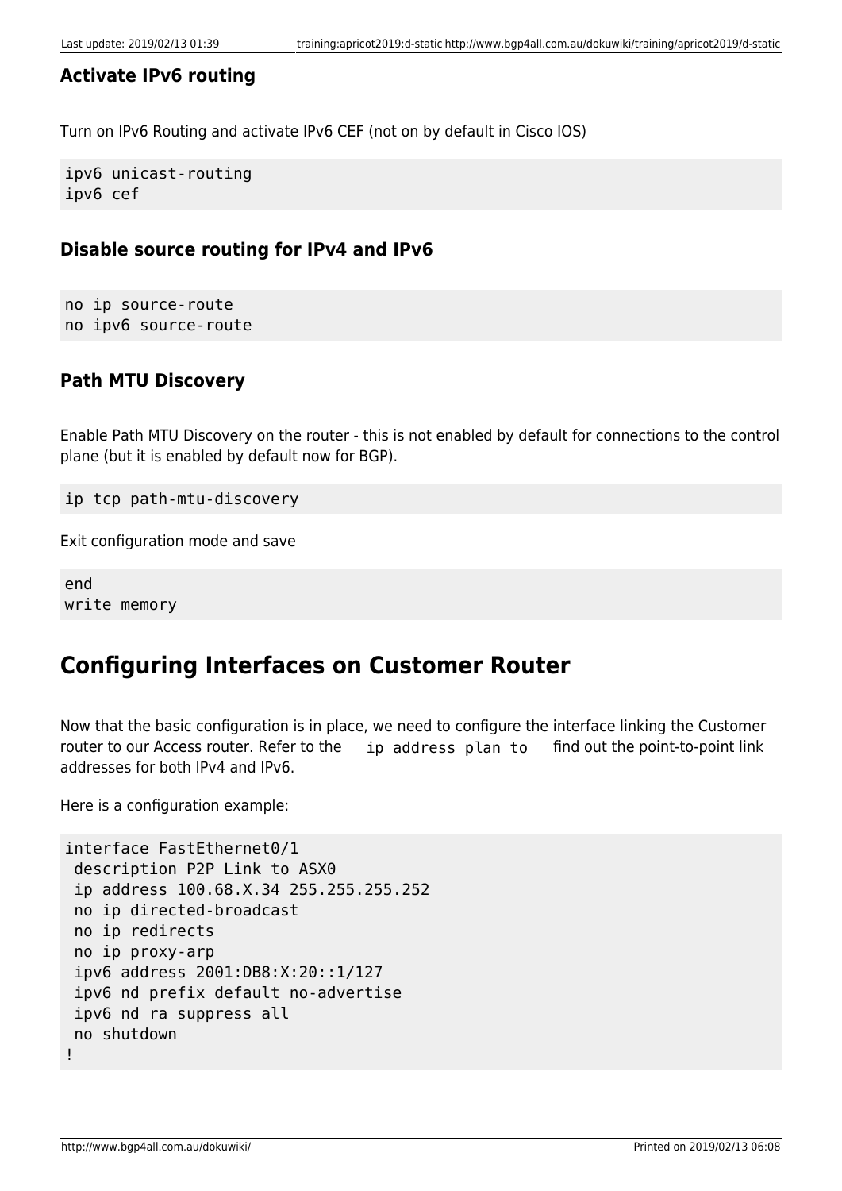### Activate IPv6 routing

Turn on IPv6 Routing and activate IPv6 CEF (not on by default in Cisco IOS)

```
ipv6 unicast-routing
ipv6 cef
```

### Disable source routing for IPv4 and IPv6

```
no ip source-route
no ipv6 source-route
```

### Path MTU Discovery

Enable Path MTU Discovery on the router - this is not enabled by default for connections to the control plane (but it is enabled by default now for BGP).

```
ip tcp path-mtu-discovery
```

Exit configuration mode and save

```
end
write memory
```

## Configuring Interfaces on Customer Router

Now that the basic configuration is in place, we need to configure the interface linking the Customer router to our Access router. Refer to the `ip address plan to` find out the point-to-point link addresses for both IPv4 and IPv6.

Here is a configuration example:

```
interface FastEthernet0/1
 description P2P Link to ASX0
 ip address 100.68.X.34 255.255.255.252
 no ip directed-broadcast
 no ip redirects
 no ip proxy-arp
 ipv6 address 2001:DB8:X:20::1/127
 ipv6 nd prefix default no-advertise
 ipv6 nd ra suppress all
 no shutdown
!
```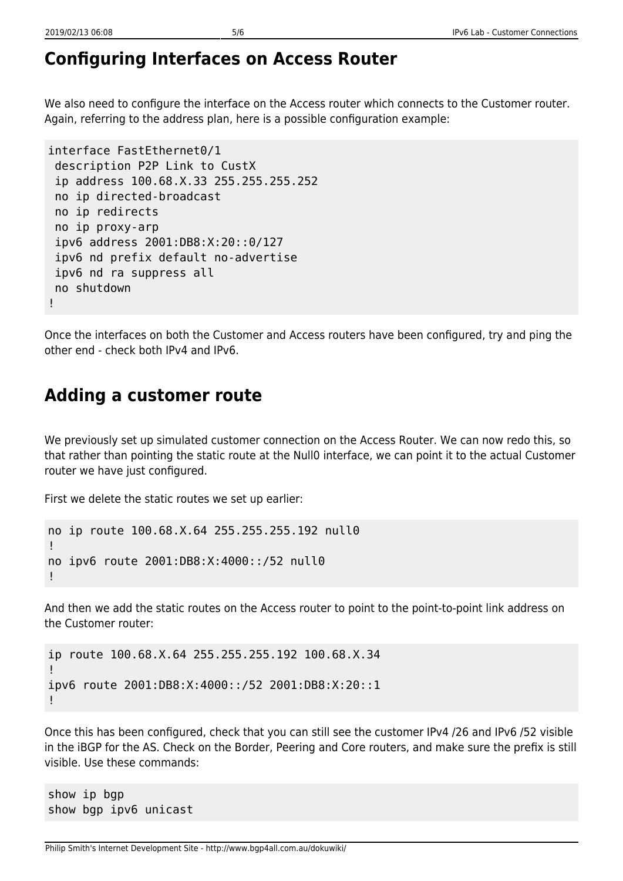## Configuring Interfaces on Access Router

We also need to configure the interface on the Access router which connects to the Customer router. Again, referring to the address plan, here is a possible configuration example:

```
interface FastEthernet0/1
 description P2P Link to CustX
 ip address 100.68.X.33 255.255.255.252
 no ip directed-broadcast
 no ip redirects
 no ip proxy-arp
 ipv6 address 2001:DB8:X:20::0/127
 ipv6 nd prefix default no-advertise
 ipv6 nd ra suppress all
 no shutdown
!
```

Once the interfaces on both the Customer and Access routers have been configured, try and ping the other end - check both IPv4 and IPv6.

## Adding a customer route

We previously set up simulated customer connection on the Access Router. We can now redo this, so that rather than pointing the static route at the Null0 interface, we can point it to the actual Customer router we have just configured.

First we delete the static routes we set up earlier:

```
no ip route 100.68.X.64 255.255.255.192 null0
!
no ipv6 route 2001:DB8:X:4000::/52 null0
!
```

And then we add the static routes on the Access router to point to the point-to-point link address on the Customer router:

```
ip route 100.68.X.64 255.255.255.192 100.68.X.34
!
ipv6 route 2001:DB8:X:4000::/52 2001:DB8:X:20::1
!
```

Once this has been configured, check that you can still see the customer IPv4 /26 and IPv6 /52 visible in the iBGP for the AS. Check on the Border, Peering and Core routers, and make sure the prefix is still visible. Use these commands:

```
show ip bgp
show bgp ipv6 unicast
```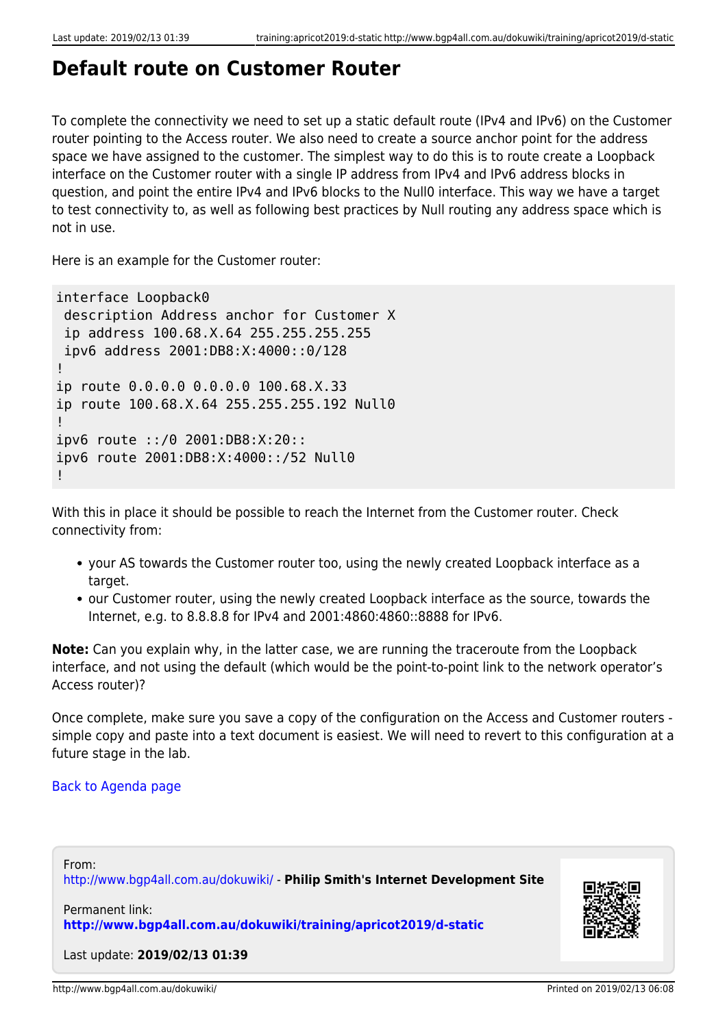# Default route on Customer Router

To complete the connectivity we need to set up a static default route (IPv4 and IPv6) on the Customer router pointing to the Access router. We also need to create a source anchor point for the address space we have assigned to the customer. The simplest way to do this is to route create a Loopback interface on the Customer router with a single IP address from IPv4 and IPv6 address blocks in question, and point the entire IPv4 and IPv6 blocks to the Null0 interface. This way we have a target to test connectivity to, as well as following best practices by Null routing any address space which is not in use.

Here is an example for the Customer router:

```
interface Loopback0
 description Address anchor for Customer X
 ip address 100.68.X.64 255.255.255.255
 ipv6 address 2001:DB8:X:4000::0/128
!
ip route 0.0.0.0 0.0.0.0 100.68.X.33
ip route 100.68.X.64 255.255.255.192 Null0
!
ipv6 route ::/0 2001:DB8:X:20::
ipv6 route 2001:DB8:X:4000::/52 Null0
!
```

With this in place it should be possible to reach the Internet from the Customer router. Check connectivity from:

- your AS towards the Customer router too, using the newly created Loopback interface as a target.
- our Customer router, using the newly created Loopback interface as the source, towards the Internet, e.g. to 8.8.8.8 for IPv4 and 2001:4860:4860::8888 for IPv6.

**Note:** Can you explain why, in the latter case, we are running the traceroute from the Loopback interface, and not using the default (which would be the point-to-point link to the network operator's Access router)?

Once complete, make sure you save a copy of the configuration on the Access and Customer routers - simple copy and paste into a text document is easiest. We will need to revert to this configuration at a future stage in the lab.

Back to Agenda page

From:
http://www.bgp4all.com.au/dokuwiki/ - **Philip Smith's Internet Development Site**

Permanent link:
**http://www.bgp4all.com.au/dokuwiki/training/apricot2019/d-static**

Last update: **2019/02/13 01:39**